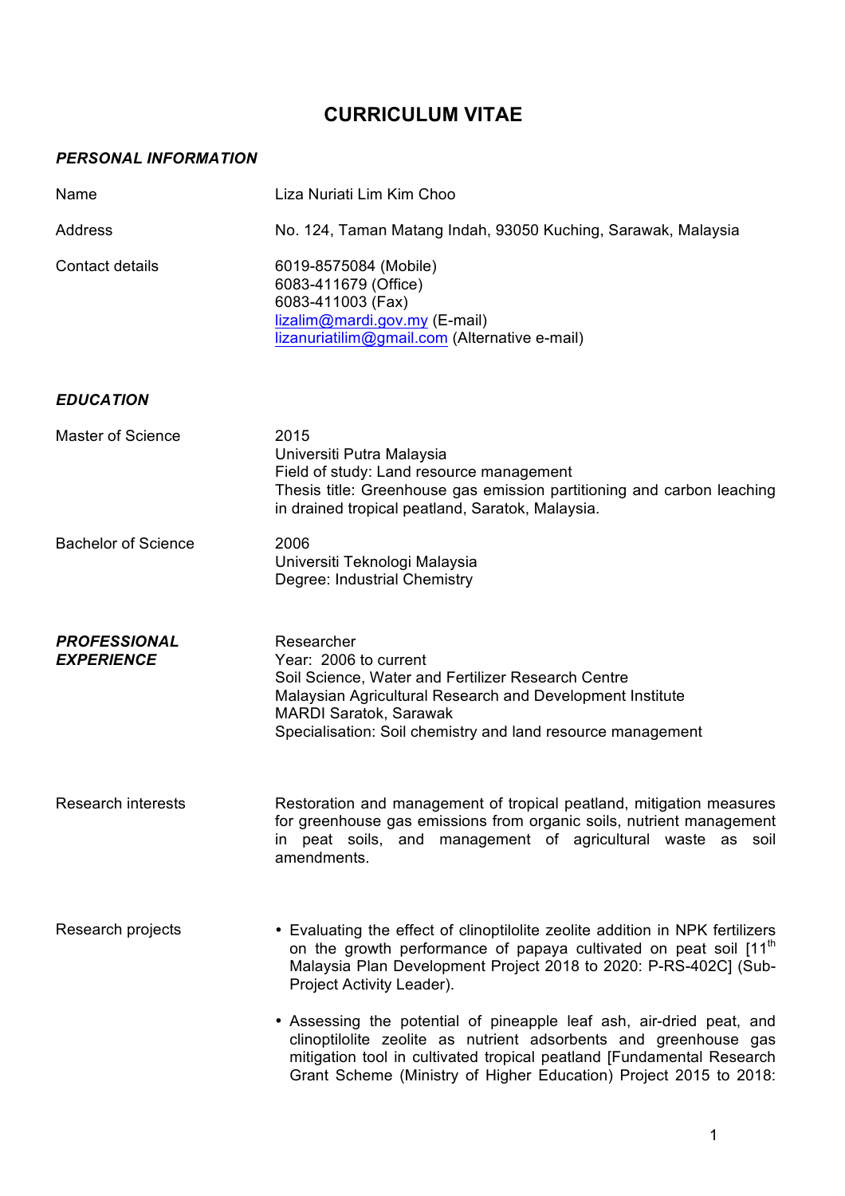# CURRICULUM VITAE

## *PERSONAL INFORMATION*

| | |
|---|---|
| Name | Liza Nuriati Lim Kim Choo |
| Address | No. 124, Taman Matang Indah, 93050 Kuching, Sarawak, Malaysia |
| Contact details | 6019-8575084 (Mobile)<br>6083-411679 (Office)<br>6083-411003 (Fax)<br>lizalim@mardi.gov.my (E-mail)<br>lizanuriatilim@gmail.com (Alternative e-mail) |

## *EDUCATION*

| | |
|---|---|
| Master of Science | 2015<br>Universiti Putra Malaysia<br>Field of study: Land resource management<br>Thesis title: Greenhouse gas emission partitioning and carbon leaching in drained tropical peatland, Saratok, Malaysia. |
| Bachelor of Science | 2006<br>Universiti Teknologi Malaysia<br>Degree: Industrial Chemistry |

## *PROFESSIONAL EXPERIENCE*

Researcher
Year: 2006 to current
Soil Science, Water and Fertilizer Research Centre
Malaysian Agricultural Research and Development Institute
MARDI Saratok, Sarawak
Specialisation: Soil chemistry and land resource management

**Research interests**

Restoration and management of tropical peatland, mitigation measures for greenhouse gas emissions from organic soils, nutrient management in peat soils, and management of agricultural waste as soil amendments.

**Research projects**

- Evaluating the effect of clinoptilolite zeolite addition in NPK fertilizers on the growth performance of papaya cultivated on peat soil [11th Malaysia Plan Development Project 2018 to 2020: P-RS-402C] (Sub-Project Activity Leader).
- Assessing the potential of pineapple leaf ash, air-dried peat, and clinoptilolite zeolite as nutrient adsorbents and greenhouse gas mitigation tool in cultivated tropical peatland [Fundamental Research Grant Scheme (Ministry of Higher Education) Project 2015 to 2018: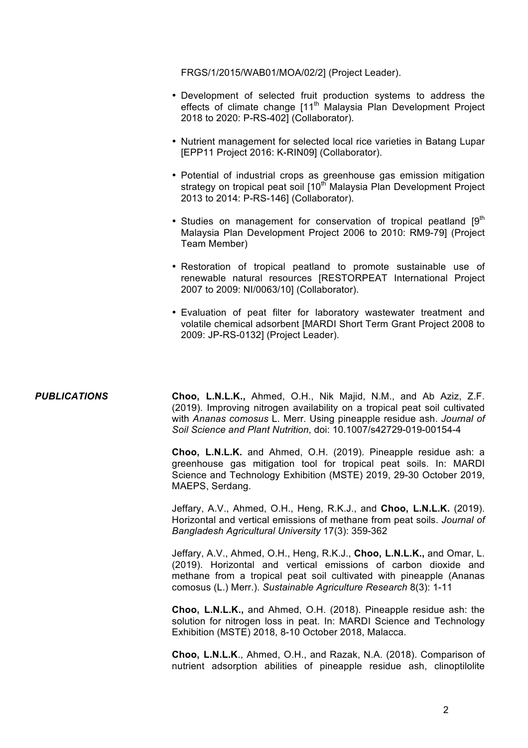FRGS/1/2015/WAB01/MOA/02/2] (Project Leader).

- Development of selected fruit production systems to address the effects of climate change [11$^{th}$ Malaysia Plan Development Project 2018 to 2020: P-RS-402] (Collaborator).
- Nutrient management for selected local rice varieties in Batang Lupar [EPP11 Project 2016: K-RIN09] (Collaborator).
- Potential of industrial crops as greenhouse gas emission mitigation strategy on tropical peat soil [10$^{th}$ Malaysia Plan Development Project 2013 to 2014: P-RS-146] (Collaborator).
- Studies on management for conservation of tropical peatland [9$^{th}$ Malaysia Plan Development Project 2006 to 2010: RM9-79] (Project Team Member)
- Restoration of tropical peatland to promote sustainable use of renewable natural resources [RESTORPEAT International Project 2007 to 2009: NI/0063/10] (Collaborator).
- Evaluation of peat filter for laboratory wastewater treatment and volatile chemical adsorbent [MARDI Short Term Grant Project 2008 to 2009: JP-RS-0132] (Project Leader).

## *PUBLICATIONS*

**Choo, L.N.L.K.,** Ahmed, O.H., Nik Majid, N.M., and Ab Aziz, Z.F. (2019). Improving nitrogen availability on a tropical peat soil cultivated with *Ananas comosus* L. Merr. Using pineapple residue ash. *Journal of Soil Science and Plant Nutrition*, doi: 10.1007/s42729-019-00154-4

**Choo, L.N.L.K.** and Ahmed, O.H. (2019). Pineapple residue ash: a greenhouse gas mitigation tool for tropical peat soils. In: MARDI Science and Technology Exhibition (MSTE) 2019, 29-30 October 2019, MAEPS, Serdang.

Jeffary, A.V., Ahmed, O.H., Heng, R.K.J., and **Choo, L.N.L.K.** (2019). Horizontal and vertical emissions of methane from peat soils. *Journal of Bangladesh Agricultural University* 17(3): 359-362

Jeffary, A.V., Ahmed, O.H., Heng, R.K.J., **Choo, L.N.L.K.,** and Omar, L. (2019). Horizontal and vertical emissions of carbon dioxide and methane from a tropical peat soil cultivated with pineapple (Ananas comosus (L.) Merr.). *Sustainable Agriculture Research* 8(3): 1-11

**Choo, L.N.L.K.,** and Ahmed, O.H. (2018). Pineapple residue ash: the solution for nitrogen loss in peat. In: MARDI Science and Technology Exhibition (MSTE) 2018, 8-10 October 2018, Malacca.

**Choo, L.N.L.K**., Ahmed, O.H., and Razak, N.A. (2018). Comparison of nutrient adsorption abilities of pineapple residue ash, clinoptilolite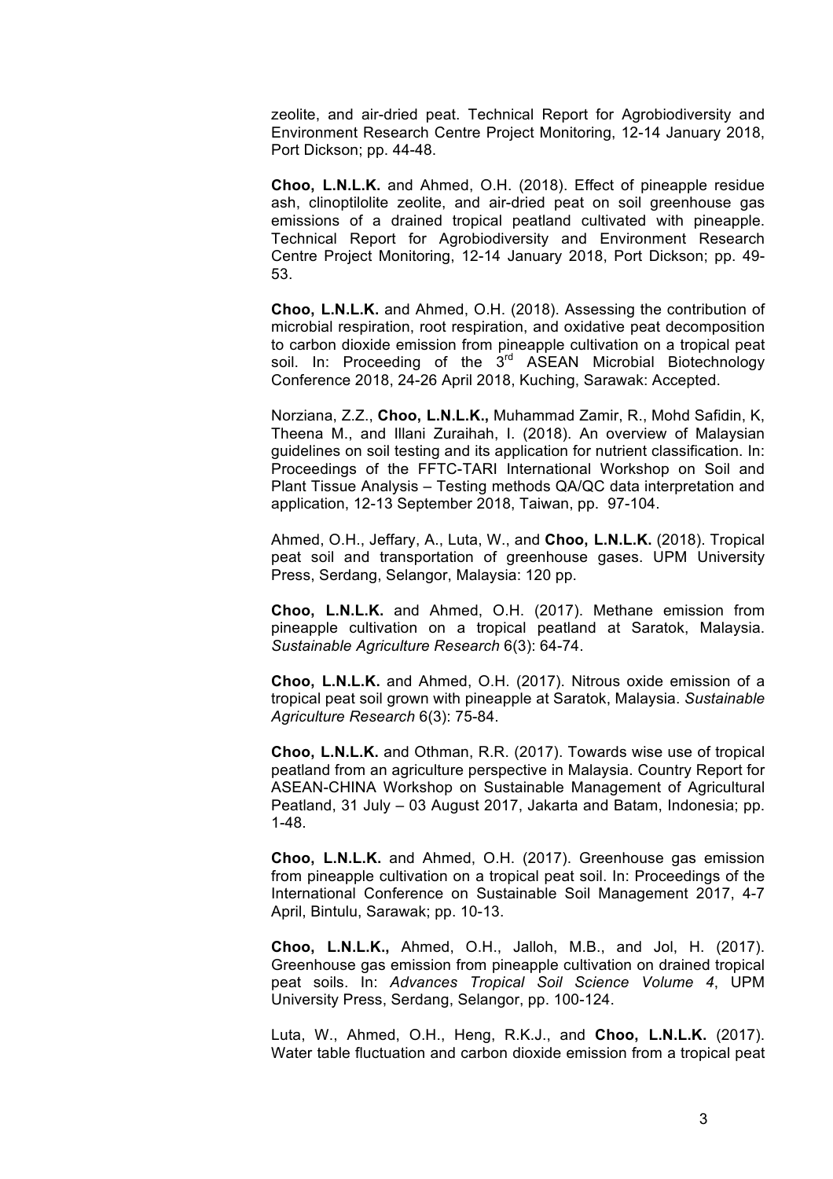zeolite, and air-dried peat. Technical Report for Agrobiodiversity and Environment Research Centre Project Monitoring, 12-14 January 2018, Port Dickson; pp. 44-48.

**Choo, L.N.L.K.** and Ahmed, O.H. (2018). Effect of pineapple residue ash, clinoptilolite zeolite, and air-dried peat on soil greenhouse gas emissions of a drained tropical peatland cultivated with pineapple. Technical Report for Agrobiodiversity and Environment Research Centre Project Monitoring, 12-14 January 2018, Port Dickson; pp. 49-53.

**Choo, L.N.L.K.** and Ahmed, O.H. (2018). Assessing the contribution of microbial respiration, root respiration, and oxidative peat decomposition to carbon dioxide emission from pineapple cultivation on a tropical peat soil. In: Proceeding of the 3rd ASEAN Microbial Biotechnology Conference 2018, 24-26 April 2018, Kuching, Sarawak: Accepted.

Norziana, Z.Z., **Choo, L.N.L.K.,** Muhammad Zamir, R., Mohd Safidin, K, Theena M., and Illani Zuraihah, I. (2018). An overview of Malaysian guidelines on soil testing and its application for nutrient classification. In: Proceedings of the FFTC-TARI International Workshop on Soil and Plant Tissue Analysis – Testing methods QA/QC data interpretation and application, 12-13 September 2018, Taiwan, pp. 97-104.

Ahmed, O.H., Jeffary, A., Luta, W., and **Choo, L.N.L.K.** (2018). Tropical peat soil and transportation of greenhouse gases. UPM University Press, Serdang, Selangor, Malaysia: 120 pp.

**Choo, L.N.L.K.** and Ahmed, O.H. (2017). Methane emission from pineapple cultivation on a tropical peatland at Saratok, Malaysia. *Sustainable Agriculture Research* 6(3): 64-74.

**Choo, L.N.L.K.** and Ahmed, O.H. (2017). Nitrous oxide emission of a tropical peat soil grown with pineapple at Saratok, Malaysia. *Sustainable Agriculture Research* 6(3): 75-84.

**Choo, L.N.L.K.** and Othman, R.R. (2017). Towards wise use of tropical peatland from an agriculture perspective in Malaysia. Country Report for ASEAN-CHINA Workshop on Sustainable Management of Agricultural Peatland, 31 July – 03 August 2017, Jakarta and Batam, Indonesia; pp. 1-48.

**Choo, L.N.L.K.** and Ahmed, O.H. (2017). Greenhouse gas emission from pineapple cultivation on a tropical peat soil. In: Proceedings of the International Conference on Sustainable Soil Management 2017, 4-7 April, Bintulu, Sarawak; pp. 10-13.

**Choo, L.N.L.K.,** Ahmed, O.H., Jalloh, M.B., and Jol, H. (2017). Greenhouse gas emission from pineapple cultivation on drained tropical peat soils. In: *Advances Tropical Soil Science Volume 4*, UPM University Press, Serdang, Selangor, pp. 100-124.

Luta, W., Ahmed, O.H., Heng, R.K.J., and **Choo, L.N.L.K.** (2017). Water table fluctuation and carbon dioxide emission from a tropical peat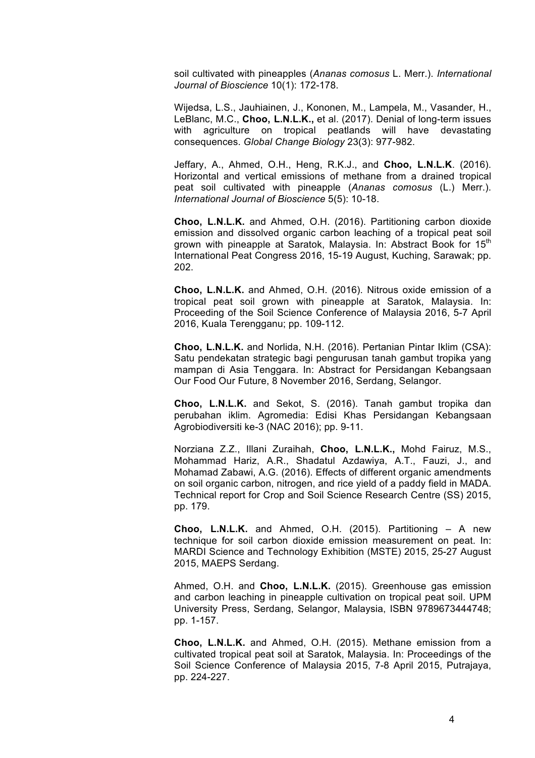soil cultivated with pineapples (*Ananas comosus* L. Merr.). *International Journal of Bioscience* 10(1): 172-178.

Wijedsa, L.S., Jauhiainen, J., Kononen, M., Lampela, M., Vasander, H., LeBlanc, M.C., **Choo, L.N.L.K.,** et al. (2017). Denial of long-term issues with agriculture on tropical peatlands will have devastating consequences. *Global Change Biology* 23(3): 977-982.

Jeffary, A., Ahmed, O.H., Heng, R.K.J., and **Choo, L.N.L.K**. (2016). Horizontal and vertical emissions of methane from a drained tropical peat soil cultivated with pineapple (*Ananas comosus* (L.) Merr.). *International Journal of Bioscience* 5(5): 10-18.

**Choo, L.N.L.K.** and Ahmed, O.H. (2016). Partitioning carbon dioxide emission and dissolved organic carbon leaching of a tropical peat soil grown with pineapple at Saratok, Malaysia. In: Abstract Book for 15[th] International Peat Congress 2016, 15-19 August, Kuching, Sarawak; pp. 202.

**Choo, L.N.L.K.** and Ahmed, O.H. (2016). Nitrous oxide emission of a tropical peat soil grown with pineapple at Saratok, Malaysia. In: Proceeding of the Soil Science Conference of Malaysia 2016, 5-7 April 2016, Kuala Terengganu; pp. 109-112.

**Choo, L.N.L.K.** and Norlida, N.H. (2016). Pertanian Pintar Iklim (CSA): Satu pendekatan strategic bagi pengurusan tanah gambut tropika yang mampan di Asia Tenggara. In: Abstract for Persidangan Kebangsaan Our Food Our Future, 8 November 2016, Serdang, Selangor.

**Choo, L.N.L.K.** and Sekot, S. (2016). Tanah gambut tropika dan perubahan iklim. Agromedia: Edisi Khas Persidangan Kebangsaan Agrobiodiversiti ke-3 (NAC 2016); pp. 9-11.

Norziana Z.Z., Illani Zuraihah, **Choo, L.N.L.K.,** Mohd Fairuz, M.S., Mohammad Hariz, A.R., Shadatul Azdawiya, A.T., Fauzi, J., and Mohamad Zabawi, A.G. (2016). Effects of different organic amendments on soil organic carbon, nitrogen, and rice yield of a paddy field in MADA. Technical report for Crop and Soil Science Research Centre (SS) 2015, pp. 179.

**Choo, L.N.L.K.** and Ahmed, O.H. (2015). Partitioning – A new technique for soil carbon dioxide emission measurement on peat. In: MARDI Science and Technology Exhibition (MSTE) 2015, 25-27 August 2015, MAEPS Serdang.

Ahmed, O.H. and **Choo, L.N.L.K.** (2015). Greenhouse gas emission and carbon leaching in pineapple cultivation on tropical peat soil. UPM University Press, Serdang, Selangor, Malaysia, ISBN 9789673444748; pp. 1-157.

**Choo, L.N.L.K.** and Ahmed, O.H. (2015). Methane emission from a cultivated tropical peat soil at Saratok, Malaysia. In: Proceedings of the Soil Science Conference of Malaysia 2015, 7-8 April 2015, Putrajaya, pp. 224-227.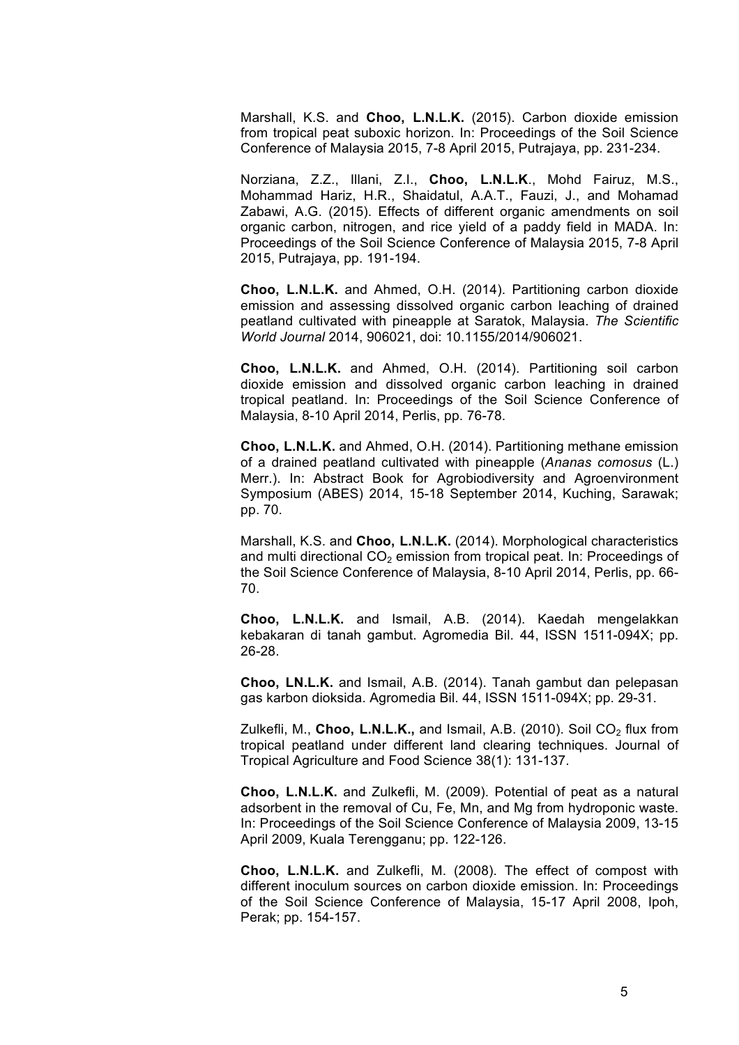Marshall, K.S. and **Choo, L.N.L.K.** (2015). Carbon dioxide emission from tropical peat suboxic horizon. In: Proceedings of the Soil Science Conference of Malaysia 2015, 7-8 April 2015, Putrajaya, pp. 231-234.

Norziana, Z.Z., Illani, Z.I., **Choo, L.N.L.K**., Mohd Fairuz, M.S., Mohammad Hariz, H.R., Shaidatul, A.A.T., Fauzi, J., and Mohamad Zabawi, A.G. (2015). Effects of different organic amendments on soil organic carbon, nitrogen, and rice yield of a paddy field in MADA. In: Proceedings of the Soil Science Conference of Malaysia 2015, 7-8 April 2015, Putrajaya, pp. 191-194.

**Choo, L.N.L.K.** and Ahmed, O.H. (2014). Partitioning carbon dioxide emission and assessing dissolved organic carbon leaching of drained peatland cultivated with pineapple at Saratok, Malaysia. *The Scientific World Journal* 2014, 906021, doi: 10.1155/2014/906021.

**Choo, L.N.L.K.** and Ahmed, O.H. (2014). Partitioning soil carbon dioxide emission and dissolved organic carbon leaching in drained tropical peatland. In: Proceedings of the Soil Science Conference of Malaysia, 8-10 April 2014, Perlis, pp. 76-78.

**Choo, L.N.L.K.** and Ahmed, O.H. (2014). Partitioning methane emission of a drained peatland cultivated with pineapple (*Ananas comosus* (L.) Merr.). In: Abstract Book for Agrobiodiversity and Agroenvironment Symposium (ABES) 2014, 15-18 September 2014, Kuching, Sarawak; pp. 70.

Marshall, K.S. and **Choo, L.N.L.K.** (2014). Morphological characteristics and multi directional $CO_2$ emission from tropical peat. In: Proceedings of the Soil Science Conference of Malaysia, 8-10 April 2014, Perlis, pp. 66-70.

**Choo, L.N.L.K.** and Ismail, A.B. (2014). Kaedah mengelakkan kebakaran di tanah gambut. Agromedia Bil. 44, ISSN 1511-094X; pp. 26-28.

**Choo, LN.L.K.** and Ismail, A.B. (2014). Tanah gambut dan pelepasan gas karbon dioksida. Agromedia Bil. 44, ISSN 1511-094X; pp. 29-31.

Zulkefli, M., **Choo, L.N.L.K.,** and Ismail, A.B. (2010). Soil $CO_2$ flux from tropical peatland under different land clearing techniques. Journal of Tropical Agriculture and Food Science 38(1): 131-137.

**Choo, L.N.L.K.** and Zulkefli, M. (2009). Potential of peat as a natural adsorbent in the removal of Cu, Fe, Mn, and Mg from hydroponic waste. In: Proceedings of the Soil Science Conference of Malaysia 2009, 13-15 April 2009, Kuala Terengganu; pp. 122-126.

**Choo, L.N.L.K.** and Zulkefli, M. (2008). The effect of compost with different inoculum sources on carbon dioxide emission. In: Proceedings of the Soil Science Conference of Malaysia, 15-17 April 2008, Ipoh, Perak; pp. 154-157.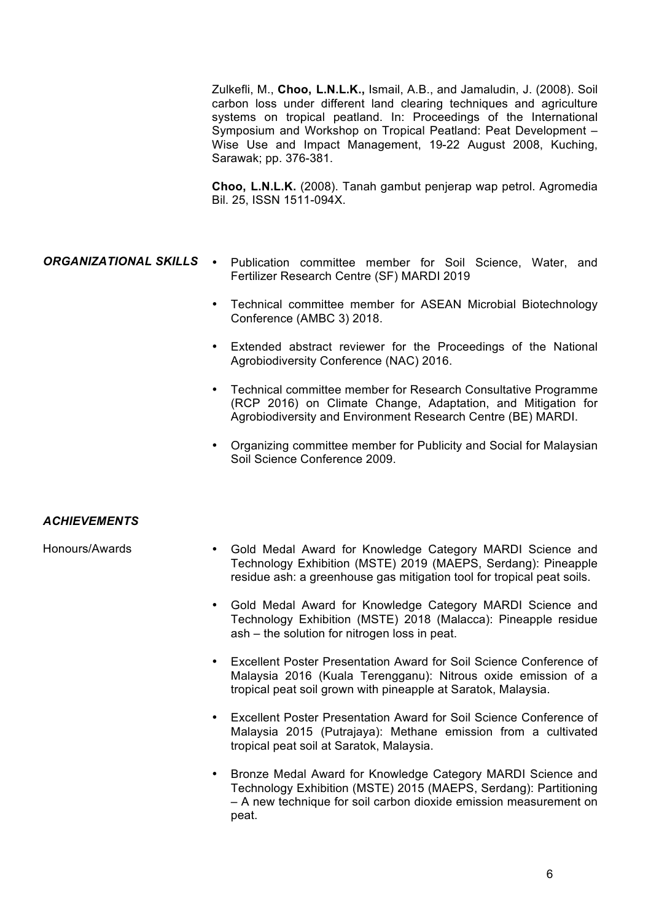Zulkefli, M., **Choo, L.N.L.K.,** Ismail, A.B., and Jamaludin, J. (2008). Soil carbon loss under different land clearing techniques and agriculture systems on tropical peatland. In: Proceedings of the International Symposium and Workshop on Tropical Peatland: Peat Development – Wise Use and Impact Management, 19-22 August 2008, Kuching, Sarawak; pp. 376-381.

**Choo, L.N.L.K.** (2008). Tanah gambut penjerap wap petrol. Agromedia Bil. 25, ISSN 1511-094X.

***ORGANIZATIONAL SKILLS***

- Publication committee member for Soil Science, Water, and Fertilizer Research Centre (SF) MARDI 2019
- Technical committee member for ASEAN Microbial Biotechnology Conference (AMBC 3) 2018.
- Extended abstract reviewer for the Proceedings of the National Agrobiodiversity Conference (NAC) 2016.
- Technical committee member for Research Consultative Programme (RCP 2016) on Climate Change, Adaptation, and Mitigation for Agrobiodiversity and Environment Research Centre (BE) MARDI.
- Organizing committee member for Publicity and Social for Malaysian Soil Science Conference 2009.

***ACHIEVEMENTS***

Honours/Awards

- Gold Medal Award for Knowledge Category MARDI Science and Technology Exhibition (MSTE) 2019 (MAEPS, Serdang): Pineapple residue ash: a greenhouse gas mitigation tool for tropical peat soils.
- Gold Medal Award for Knowledge Category MARDI Science and Technology Exhibition (MSTE) 2018 (Malacca): Pineapple residue ash – the solution for nitrogen loss in peat.
- Excellent Poster Presentation Award for Soil Science Conference of Malaysia 2016 (Kuala Terengganu): Nitrous oxide emission of a tropical peat soil grown with pineapple at Saratok, Malaysia.
- Excellent Poster Presentation Award for Soil Science Conference of Malaysia 2015 (Putrajaya): Methane emission from a cultivated tropical peat soil at Saratok, Malaysia.
- Bronze Medal Award for Knowledge Category MARDI Science and Technology Exhibition (MSTE) 2015 (MAEPS, Serdang): Partitioning – A new technique for soil carbon dioxide emission measurement on peat.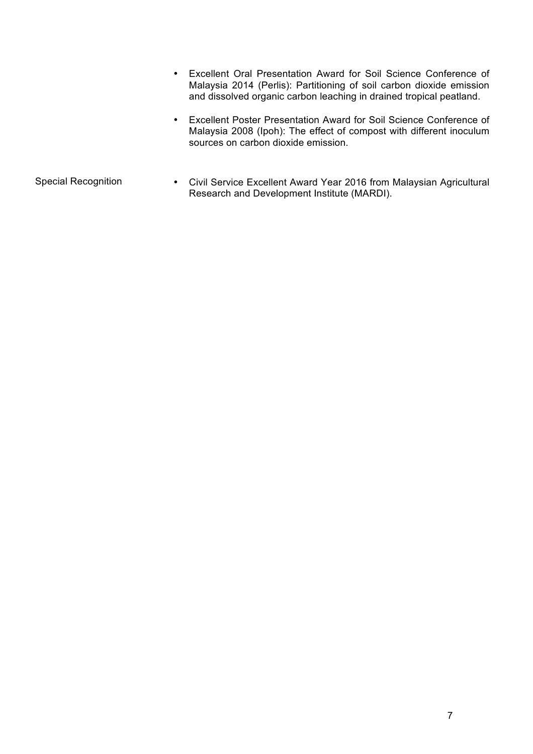- Excellent Oral Presentation Award for Soil Science Conference of Malaysia 2014 (Perlis): Partitioning of soil carbon dioxide emission and dissolved organic carbon leaching in drained tropical peatland.

- Excellent Poster Presentation Award for Soil Science Conference of Malaysia 2008 (Ipoh): The effect of compost with different inoculum sources on carbon dioxide emission.

Special Recognition

- Civil Service Excellent Award Year 2016 from Malaysian Agricultural Research and Development Institute (MARDI).